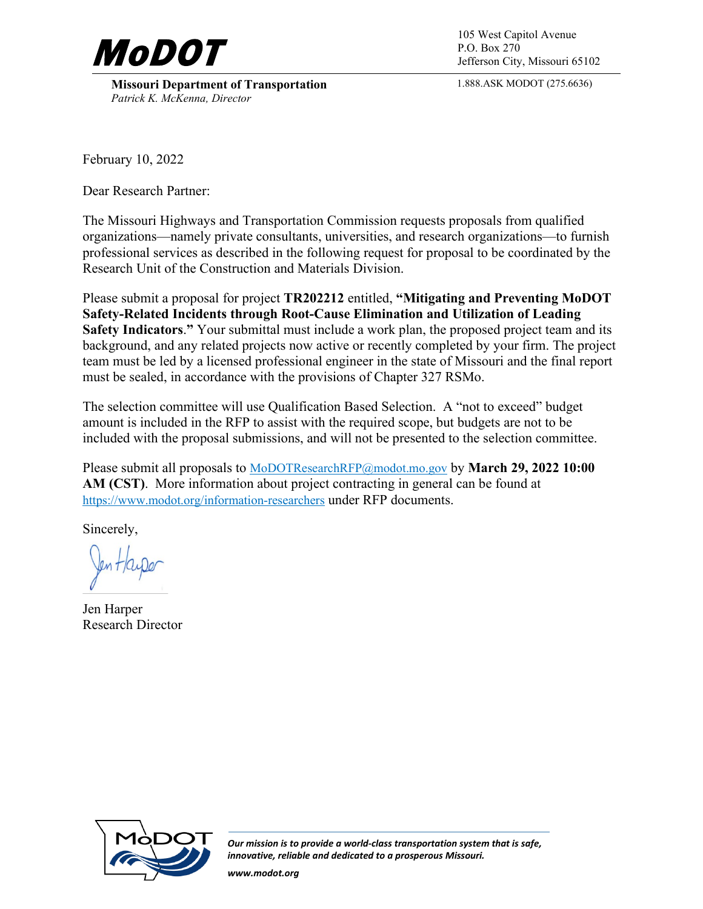**MoDOT**

**Missouri Department of Transportation**
*Patrick K. McKenna, Director*

105 West Capitol Avenue
P.O. Box 270
Jefferson City, Missouri 65102

1.888.ASK MODOT (275.6636)

February 10, 2022

Dear Research Partner:

The Missouri Highways and Transportation Commission requests proposals from qualified organizations—namely private consultants, universities, and research organizations—to furnish professional services as described in the following request for proposal to be coordinated by the Research Unit of the Construction and Materials Division.

Please submit a proposal for project **TR202212** entitled, **"Mitigating and Preventing MoDOT Safety-Related Incidents through Root-Cause Elimination and Utilization of Leading Safety Indicators."** Your submittal must include a work plan, the proposed project team and its background, and any related projects now active or recently completed by your firm. The project team must be led by a licensed professional engineer in the state of Missouri and the final report must be sealed, in accordance with the provisions of Chapter 327 RSMo.

The selection committee will use Qualification Based Selection. A "not to exceed" budget amount is included in the RFP to assist with the required scope, but budgets are not to be included with the proposal submissions, and will not be presented to the selection committee.

Please submit all proposals to MoDOTResearchRFP@modot.mo.gov by **March 29, 2022 10:00 AM (CST)**. More information about project contracting in general can be found at https://www.modot.org/information-researchers under RFP documents.

Sincerely,

Jen Harper
Research Director

*Our mission is to provide a world-class transportation system that is safe, innovative, reliable and dedicated to a prosperous Missouri.*

*www.modot.org*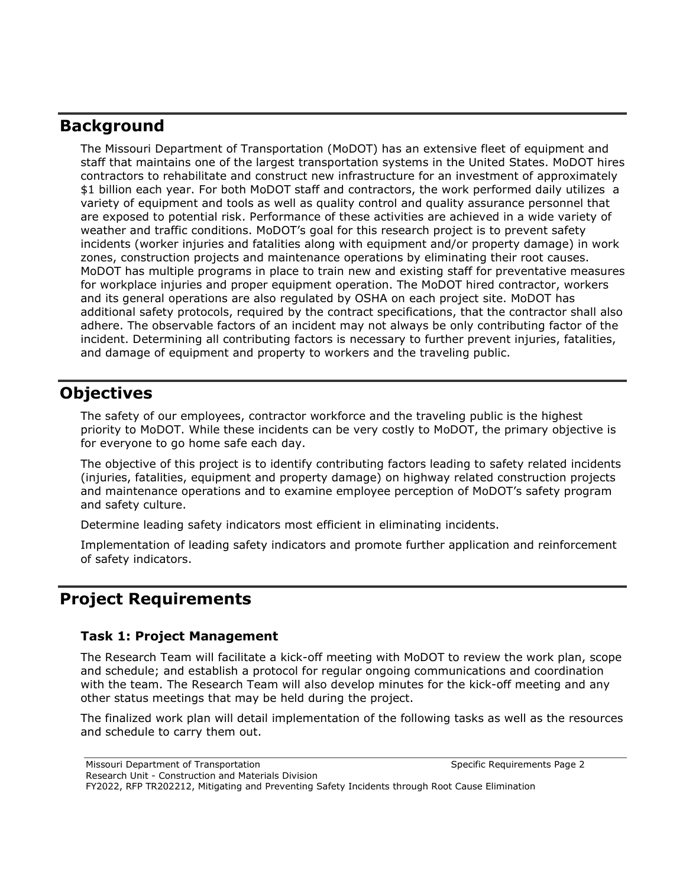## Background

The Missouri Department of Transportation (MoDOT) has an extensive fleet of equipment and staff that maintains one of the largest transportation systems in the United States. MoDOT hires contractors to rehabilitate and construct new infrastructure for an investment of approximately $1 billion each year. For both MoDOT staff and contractors, the work performed daily utilizes a variety of equipment and tools as well as quality control and quality assurance personnel that are exposed to potential risk. Performance of these activities are achieved in a wide variety of weather and traffic conditions. MoDOT's goal for this research project is to prevent safety incidents (worker injuries and fatalities along with equipment and/or property damage) in work zones, construction projects and maintenance operations by eliminating their root causes. MoDOT has multiple programs in place to train new and existing staff for preventative measures for workplace injuries and proper equipment operation. The MoDOT hired contractor, workers and its general operations are also regulated by OSHA on each project site. MoDOT has additional safety protocols, required by the contract specifications, that the contractor shall also adhere. The observable factors of an incident may not always be only contributing factor of the incident. Determining all contributing factors is necessary to further prevent injuries, fatalities, and damage of equipment and property to workers and the traveling public.

## Objectives

The safety of our employees, contractor workforce and the traveling public is the highest priority to MoDOT. While these incidents can be very costly to MoDOT, the primary objective is for everyone to go home safe each day.

The objective of this project is to identify contributing factors leading to safety related incidents (injuries, fatalities, equipment and property damage) on highway related construction projects and maintenance operations and to examine employee perception of MoDOT's safety program and safety culture.

Determine leading safety indicators most efficient in eliminating incidents.

Implementation of leading safety indicators and promote further application and reinforcement of safety indicators.

## Project Requirements

### Task 1: Project Management

The Research Team will facilitate a kick-off meeting with MoDOT to review the work plan, scope and schedule; and establish a protocol for regular ongoing communications and coordination with the team. The Research Team will also develop minutes for the kick-off meeting and any other status meetings that may be held during the project.

The finalized work plan will detail implementation of the following tasks as well as the resources and schedule to carry them out.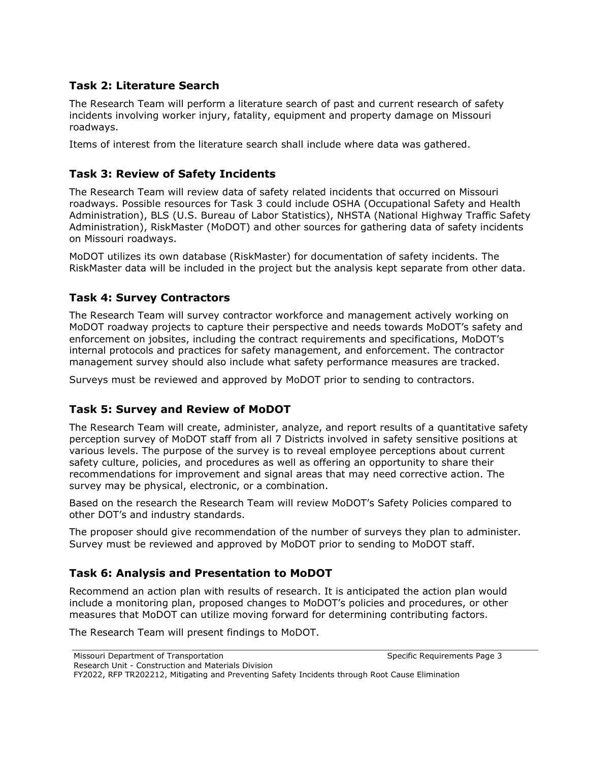## Task 2: Literature Search

The Research Team will perform a literature search of past and current research of safety incidents involving worker injury, fatality, equipment and property damage on Missouri roadways.

Items of interest from the literature search shall include where data was gathered.

## Task 3: Review of Safety Incidents

The Research Team will review data of safety related incidents that occurred on Missouri roadways. Possible resources for Task 3 could include OSHA (Occupational Safety and Health Administration), BLS (U.S. Bureau of Labor Statistics), NHSTA (National Highway Traffic Safety Administration), RiskMaster (MoDOT) and other sources for gathering data of safety incidents on Missouri roadways.

MoDOT utilizes its own database (RiskMaster) for documentation of safety incidents. The RiskMaster data will be included in the project but the analysis kept separate from other data.

## Task 4: Survey Contractors

The Research Team will survey contractor workforce and management actively working on MoDOT roadway projects to capture their perspective and needs towards MoDOT's safety and enforcement on jobsites, including the contract requirements and specifications, MoDOT's internal protocols and practices for safety management, and enforcement. The contractor management survey should also include what safety performance measures are tracked.

Surveys must be reviewed and approved by MoDOT prior to sending to contractors.

## Task 5: Survey and Review of MoDOT

The Research Team will create, administer, analyze, and report results of a quantitative safety perception survey of MoDOT staff from all 7 Districts involved in safety sensitive positions at various levels. The purpose of the survey is to reveal employee perceptions about current safety culture, policies, and procedures as well as offering an opportunity to share their recommendations for improvement and signal areas that may need corrective action. The survey may be physical, electronic, or a combination.

Based on the research the Research Team will review MoDOT's Safety Policies compared to other DOT's and industry standards.

The proposer should give recommendation of the number of surveys they plan to administer. Survey must be reviewed and approved by MoDOT prior to sending to MoDOT staff.

## Task 6: Analysis and Presentation to MoDOT

Recommend an action plan with results of research. It is anticipated the action plan would include a monitoring plan, proposed changes to MoDOT's policies and procedures, or other measures that MoDOT can utilize moving forward for determining contributing factors.

The Research Team will present findings to MoDOT.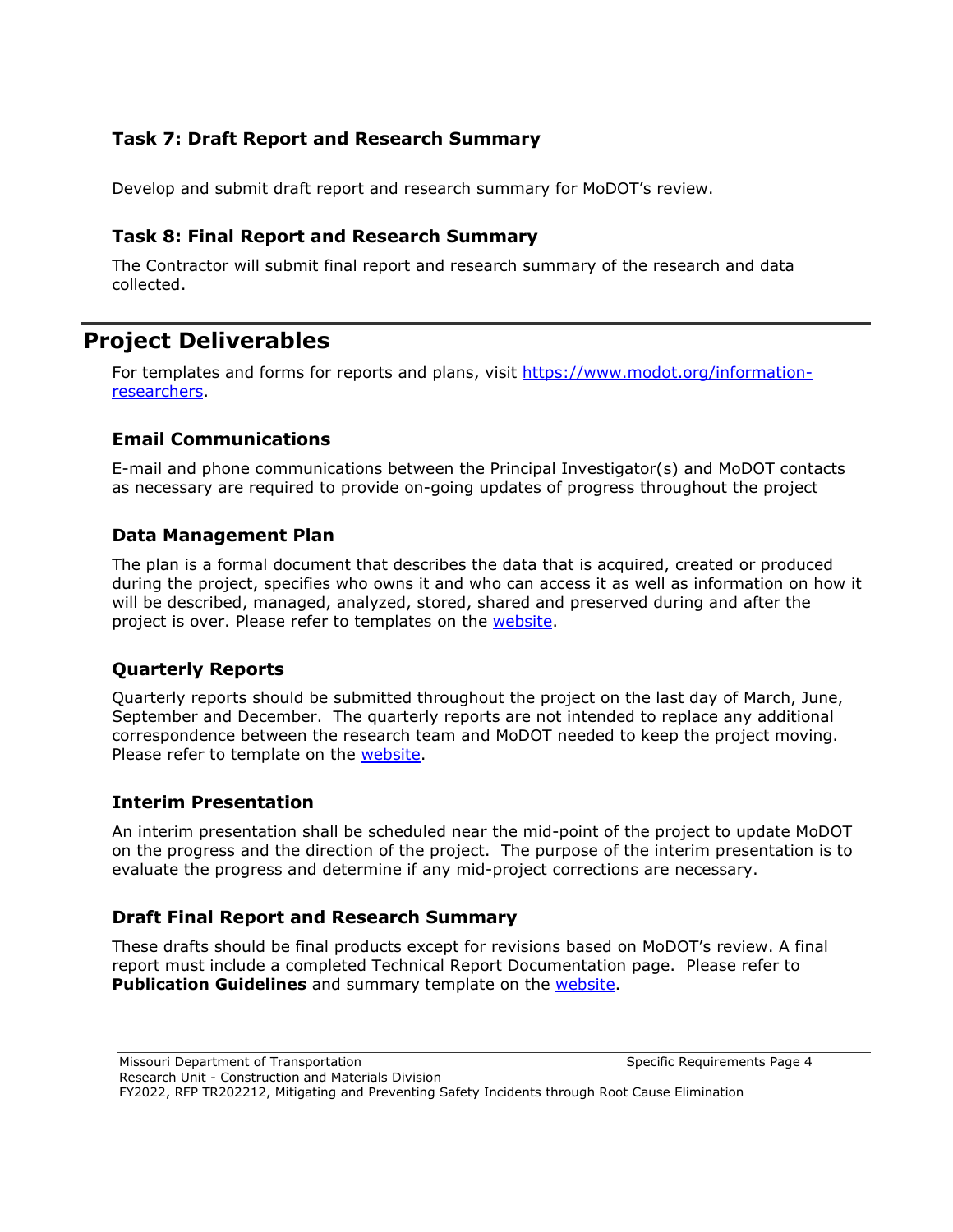### Task 7: Draft Report and Research Summary

Develop and submit draft report and research summary for MoDOT's review.

### Task 8: Final Report and Research Summary

The Contractor will submit final report and research summary of the research and data collected.

## Project Deliverables

For templates and forms for reports and plans, visit [https://www.modot.org/information-researchers](https://www.modot.org/information-researchers).

### Email Communications

E-mail and phone communications between the Principal Investigator(s) and MoDOT contacts as necessary are required to provide on-going updates of progress throughout the project

### Data Management Plan

The plan is a formal document that describes the data that is acquired, created or produced during the project, specifies who owns it and who can access it as well as information on how it will be described, managed, analyzed, stored, shared and preserved during and after the project is over. Please refer to templates on the website.

### Quarterly Reports

Quarterly reports should be submitted throughout the project on the last day of March, June, September and December. The quarterly reports are not intended to replace any additional correspondence between the research team and MoDOT needed to keep the project moving. Please refer to template on the website.

### Interim Presentation

An interim presentation shall be scheduled near the mid-point of the project to update MoDOT on the progress and the direction of the project. The purpose of the interim presentation is to evaluate the progress and determine if any mid-project corrections are necessary.

### Draft Final Report and Research Summary

These drafts should be final products except for revisions based on MoDOT's review. A final report must include a completed Technical Report Documentation page. Please refer to **Publication Guidelines** and summary template on the website.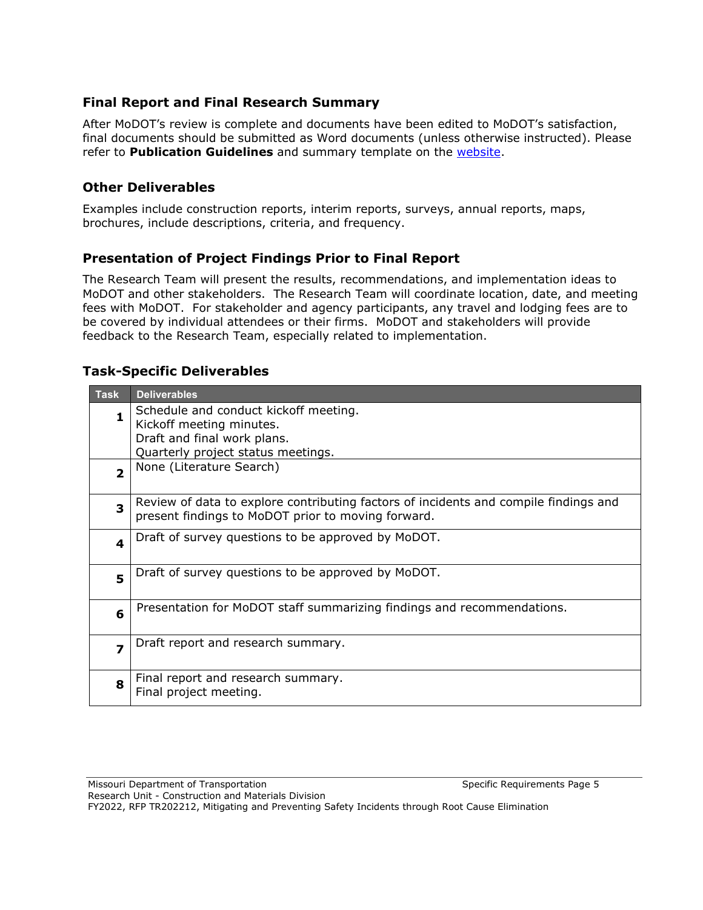## Final Report and Final Research Summary

After MoDOT's review is complete and documents have been edited to MoDOT's satisfaction, final documents should be submitted as Word documents (unless otherwise instructed). Please refer to **Publication Guidelines** and summary template on the website.

## Other Deliverables

Examples include construction reports, interim reports, surveys, annual reports, maps, brochures, include descriptions, criteria, and frequency.

## Presentation of Project Findings Prior to Final Report

The Research Team will present the results, recommendations, and implementation ideas to MoDOT and other stakeholders. The Research Team will coordinate location, date, and meeting fees with MoDOT. For stakeholder and agency participants, any travel and lodging fees are to be covered by individual attendees or their firms. MoDOT and stakeholders will provide feedback to the Research Team, especially related to implementation.

## Task-Specific Deliverables

| Task | Deliverables |
| --- | --- |
| **1** | Schedule and conduct kickoff meeting.<br>Kickoff meeting minutes.<br>Draft and final work plans.<br>Quarterly project status meetings. |
| **2** | None (Literature Search) |
| **3** | Review of data to explore contributing factors of incidents and compile findings and present findings to MoDOT prior to moving forward. |
| **4** | Draft of survey questions to be approved by MoDOT. |
| **5** | Draft of survey questions to be approved by MoDOT. |
| **6** | Presentation for MoDOT staff summarizing findings and recommendations. |
| **7** | Draft report and research summary. |
| **8** | Final report and research summary.<br>Final project meeting. |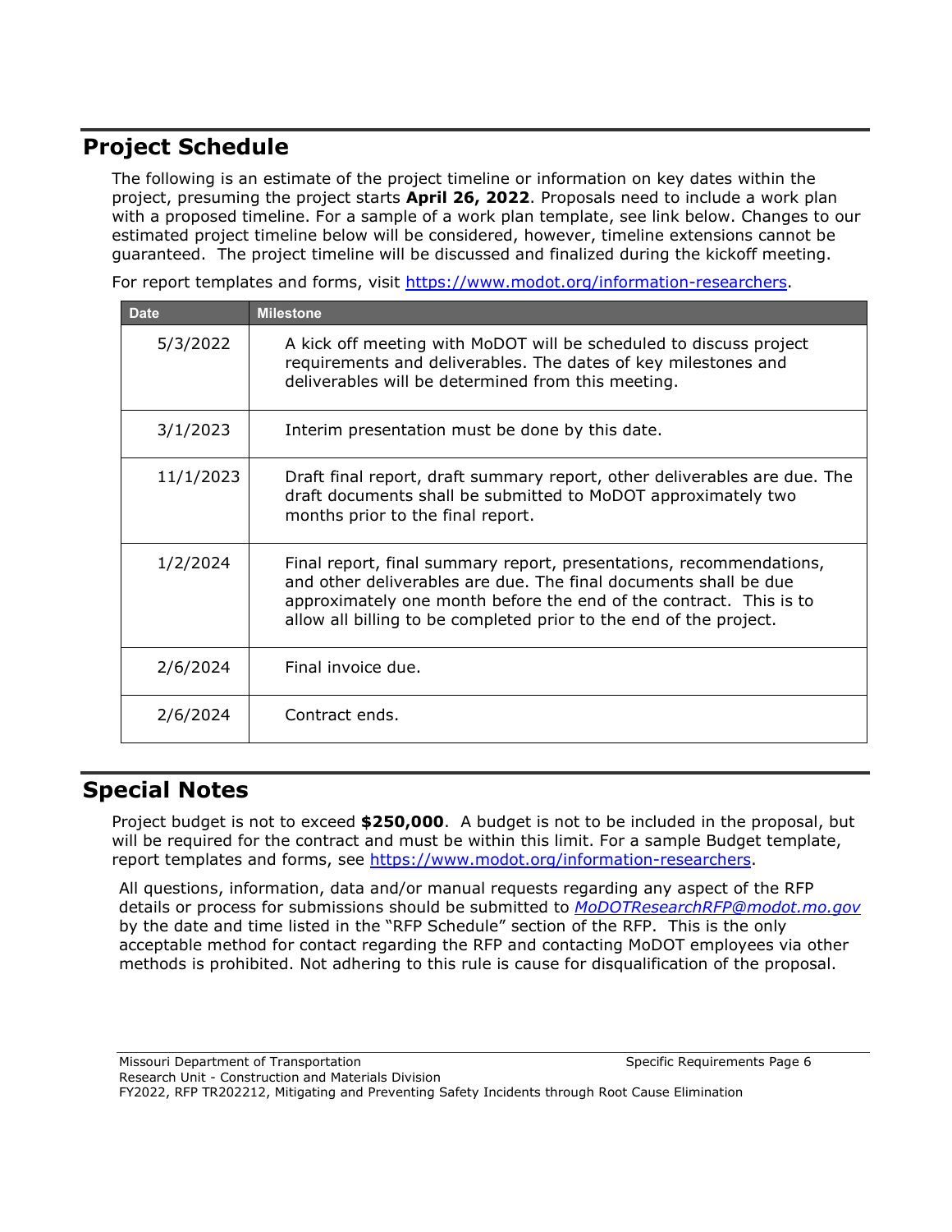## Project Schedule

The following is an estimate of the project timeline or information on key dates within the project, presuming the project starts **April 26, 2022**. Proposals need to include a work plan with a proposed timeline. For a sample of a work plan template, see link below. Changes to our estimated project timeline below will be considered, however, timeline extensions cannot be guaranteed. The project timeline will be discussed and finalized during the kickoff meeting.

For report templates and forms, visit https://www.modot.org/information-researchers.

| Date | Milestone |
|---|---|
| 5/3/2022 | A kick off meeting with MoDOT will be scheduled to discuss project requirements and deliverables. The dates of key milestones and deliverables will be determined from this meeting. |
| 3/1/2023 | Interim presentation must be done by this date. |
| 11/1/2023 | Draft final report, draft summary report, other deliverables are due. The draft documents shall be submitted to MoDOT approximately two months prior to the final report. |
| 1/2/2024 | Final report, final summary report, presentations, recommendations, and other deliverables are due. The final documents shall be due approximately one month before the end of the contract. This is to allow all billing to be completed prior to the end of the project. |
| 2/6/2024 | Final invoice due. |
| 2/6/2024 | Contract ends. |

## Special Notes

Project budget is not to exceed **$250,000**. A budget is not to be included in the proposal, but will be required for the contract and must be within this limit. For a sample Budget template, report templates and forms, see https://www.modot.org/information-researchers.

All questions, information, data and/or manual requests regarding any aspect of the RFP details or process for submissions should be submitted to *MoDOTResearchRFP@modot.mo.gov* by the date and time listed in the "RFP Schedule" section of the RFP. This is the only acceptable method for contact regarding the RFP and contacting MoDOT employees via other methods is prohibited. Not adhering to this rule is cause for disqualification of the proposal.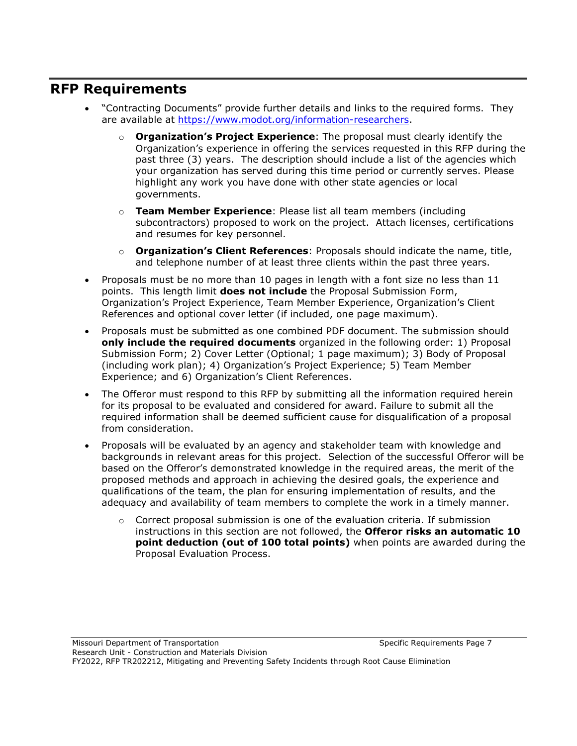## RFP Requirements

- "Contracting Documents" provide further details and links to the required forms. They are available at [https://www.modot.org/information-researchers](https://www.modot.org/information-researchers).
  - **Organization's Project Experience**: The proposal must clearly identify the Organization's experience in offering the services requested in this RFP during the past three (3) years. The description should include a list of the agencies which your organization has served during this time period or currently serves. Please highlight any work you have done with other state agencies or local governments.
  - **Team Member Experience**: Please list all team members (including subcontractors) proposed to work on the project. Attach licenses, certifications and resumes for key personnel.
  - **Organization's Client References**: Proposals should indicate the name, title, and telephone number of at least three clients within the past three years.
- Proposals must be no more than 10 pages in length with a font size no less than 11 points. This length limit **does not include** the Proposal Submission Form, Organization's Project Experience, Team Member Experience, Organization's Client References and optional cover letter (if included, one page maximum).
- Proposals must be submitted as one combined PDF document. The submission should **only include the required documents** organized in the following order: 1) Proposal Submission Form; 2) Cover Letter (Optional; 1 page maximum); 3) Body of Proposal (including work plan); 4) Organization's Project Experience; 5) Team Member Experience; and 6) Organization's Client References.
- The Offeror must respond to this RFP by submitting all the information required herein for its proposal to be evaluated and considered for award. Failure to submit all the required information shall be deemed sufficient cause for disqualification of a proposal from consideration.
- Proposals will be evaluated by an agency and stakeholder team with knowledge and backgrounds in relevant areas for this project. Selection of the successful Offeror will be based on the Offeror's demonstrated knowledge in the required areas, the merit of the proposed methods and approach in achieving the desired goals, the experience and qualifications of the team, the plan for ensuring implementation of results, and the adequacy and availability of team members to complete the work in a timely manner.
  - Correct proposal submission is one of the evaluation criteria. If submission instructions in this section are not followed, the **Offeror risks an automatic 10 point deduction (out of 100 total points)** when points are awarded during the Proposal Evaluation Process.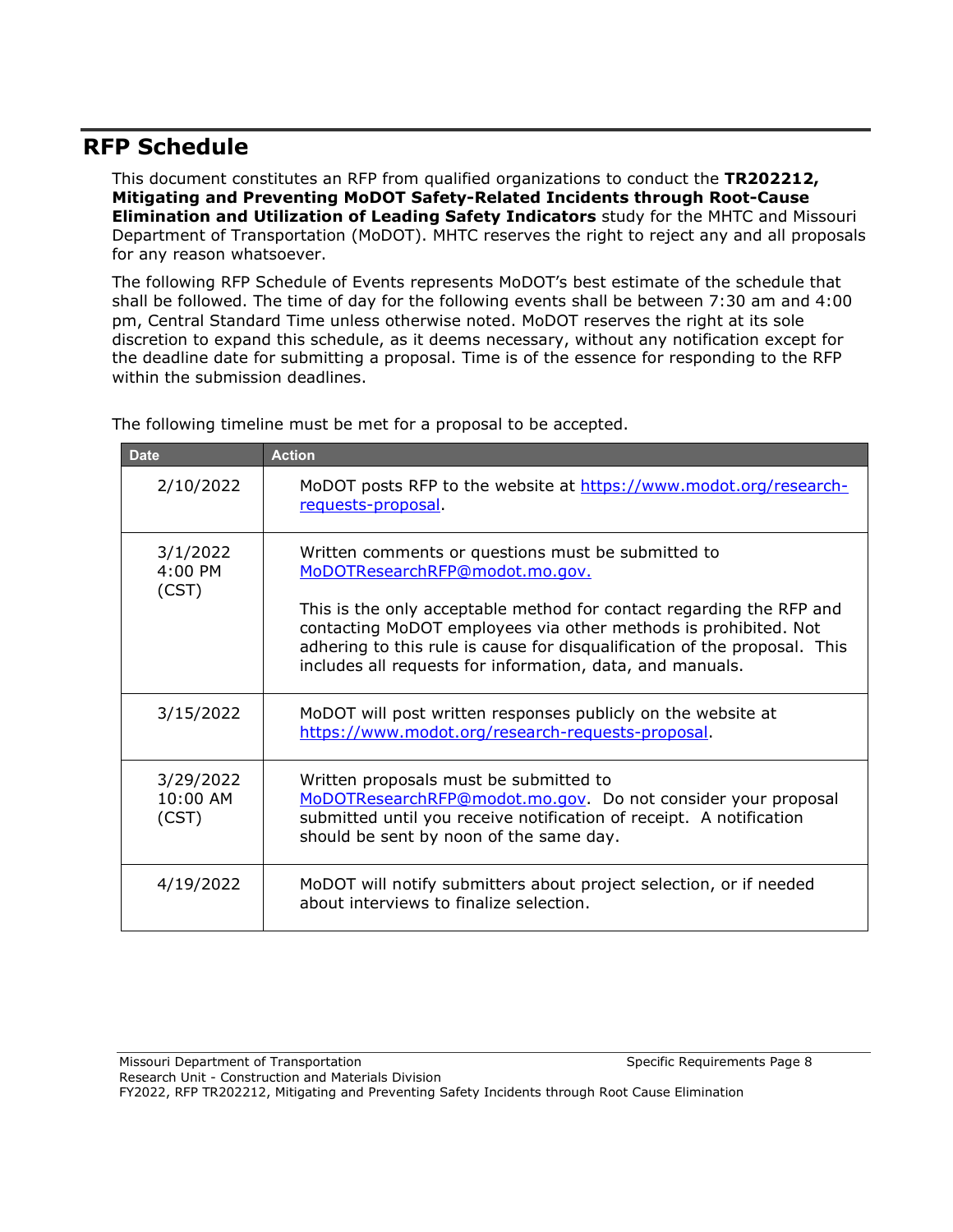## RFP Schedule

This document constitutes an RFP from qualified organizations to conduct the **TR202212, Mitigating and Preventing MoDOT Safety-Related Incidents through Root-Cause Elimination and Utilization of Leading Safety Indicators** study for the MHTC and Missouri Department of Transportation (MoDOT). MHTC reserves the right to reject any and all proposals for any reason whatsoever.

The following RFP Schedule of Events represents MoDOT's best estimate of the schedule that shall be followed. The time of day for the following events shall be between 7:30 am and 4:00 pm, Central Standard Time unless otherwise noted. MoDOT reserves the right at its sole discretion to expand this schedule, as it deems necessary, without any notification except for the deadline date for submitting a proposal. Time is of the essence for responding to the RFP within the submission deadlines.

The following timeline must be met for a proposal to be accepted.

| Date | Action |
|---|---|
| 2/10/2022 | MoDOT posts RFP to the website at https://www.modot.org/research-requests-proposal. |
| 3/1/2022 4:00 PM (CST) | Written comments or questions must be submitted to MoDOTResearchRFP@modot.mo.gov.<br><br>This is the only acceptable method for contact regarding the RFP and contacting MoDOT employees via other methods is prohibited. Not adhering to this rule is cause for disqualification of the proposal. This includes all requests for information, data, and manuals. |
| 3/15/2022 | MoDOT will post written responses publicly on the website at https://www.modot.org/research-requests-proposal. |
| 3/29/2022 10:00 AM (CST) | Written proposals must be submitted to MoDOTResearchRFP@modot.mo.gov. Do not consider your proposal submitted until you receive notification of receipt. A notification should be sent by noon of the same day. |
| 4/19/2022 | MoDOT will notify submitters about project selection, or if needed about interviews to finalize selection. |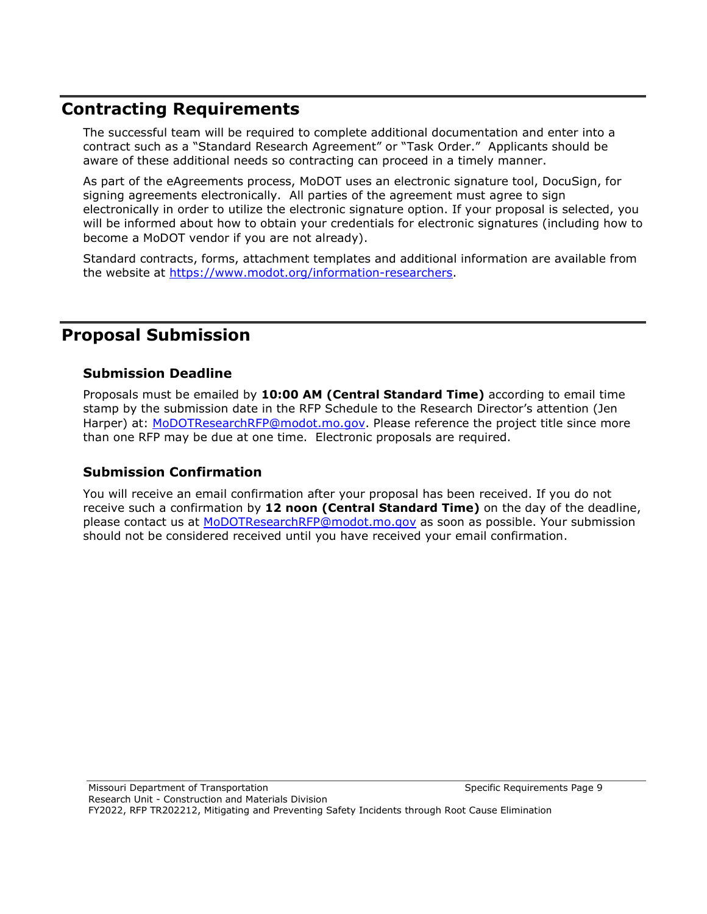## Contracting Requirements

The successful team will be required to complete additional documentation and enter into a contract such as a "Standard Research Agreement" or "Task Order." Applicants should be aware of these additional needs so contracting can proceed in a timely manner.

As part of the eAgreements process, MoDOT uses an electronic signature tool, DocuSign, for signing agreements electronically. All parties of the agreement must agree to sign electronically in order to utilize the electronic signature option. If your proposal is selected, you will be informed about how to obtain your credentials for electronic signatures (including how to become a MoDOT vendor if you are not already).

Standard contracts, forms, attachment templates and additional information are available from the website at https://www.modot.org/information-researchers.

## Proposal Submission

### Submission Deadline

Proposals must be emailed by **10:00 AM (Central Standard Time)** according to email time stamp by the submission date in the RFP Schedule to the Research Director's attention (Jen Harper) at: MoDOTResearchRFP@modot.mo.gov. Please reference the project title since more than one RFP may be due at one time. Electronic proposals are required.

### Submission Confirmation

You will receive an email confirmation after your proposal has been received. If you do not receive such a confirmation by **12 noon (Central Standard Time)** on the day of the deadline, please contact us at MoDOTResearchRFP@modot.mo.gov as soon as possible. Your submission should not be considered received until you have received your email confirmation.